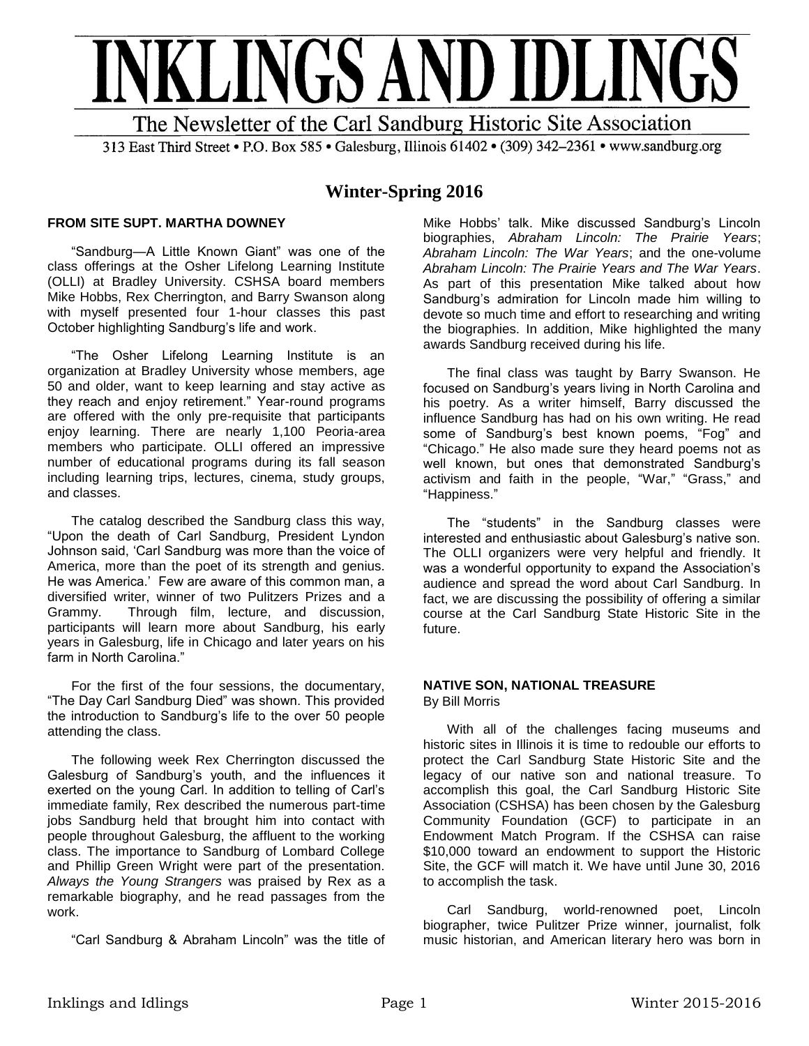# INKLINGS AND IDLINGS

The Newsletter of the Carl Sandburg Historic Site Association

313 East Third Street • P.O. Box 585 • Galesburg, Illinois 61402 • (309) 342–2361 • www.sandburg.org

## Winter-Spring 2016

### FROM SITE SUPT. MARTHA DOWNEY

"Sandburg—A Little Known Giant" was one of the class offerings at the Osher Lifelong Learning Institute (OLLI) at Bradley University. CSHSA board members Mike Hobbs, Rex Cherrington, and Barry Swanson along with myself presented four 1-hour classes this past October highlighting Sandburg's life and work.

"The Osher Lifelong Learning Institute is an organization at Bradley University whose members, age 50 and older, want to keep learning and stay active as they reach and enjoy retirement." Year-round programs are offered with the only pre-requisite that participants enjoy learning. There are nearly 1,100 Peoria-area members who participate. OLLI offered an impressive number of educational programs during its fall season including learning trips, lectures, cinema, study groups, and classes.

The catalog described the Sandburg class this way, "Upon the death of Carl Sandburg, President Lyndon Johnson said, 'Carl Sandburg was more than the voice of America, more than the poet of its strength and genius. He was America.' Few are aware of this common man, a diversified writer, winner of two Pulitzers Prizes and a Grammy. Through film, lecture, and discussion, participants will learn more about Sandburg, his early years in Galesburg, life in Chicago and later years on his farm in North Carolina."

For the first of the four sessions, the documentary, "The Day Carl Sandburg Died" was shown. This provided the introduction to Sandburg's life to the over 50 people attending the class.

The following week Rex Cherrington discussed the Galesburg of Sandburg's youth, and the influences it exerted on the young Carl. In addition to telling of Carl's immediate family, Rex described the numerous part-time jobs Sandburg held that brought him into contact with people throughout Galesburg, the affluent to the working class. The importance to Sandburg of Lombard College and Phillip Green Wright were part of the presentation. *Always the Young Strangers* was praised by Rex as a remarkable biography, and he read passages from the work.

"Carl Sandburg & Abraham Lincoln" was the title of Mike Hobbs' talk. Mike discussed Sandburg's Lincoln biographies, *Abraham Lincoln: The Prairie Years*; *Abraham Lincoln: The War Years*; and the one-volume *Abraham Lincoln: The Prairie Years and The War Years*. As part of this presentation Mike talked about how Sandburg's admiration for Lincoln made him willing to devote so much time and effort to researching and writing the biographies. In addition, Mike highlighted the many awards Sandburg received during his life.

The final class was taught by Barry Swanson. He focused on Sandburg's years living in North Carolina and his poetry. As a writer himself, Barry discussed the influence Sandburg has had on his own writing. He read some of Sandburg's best known poems, "Fog" and "Chicago." He also made sure they heard poems not as well known, but ones that demonstrated Sandburg's activism and faith in the people, "War," "Grass," and "Happiness."

The "students" in the Sandburg classes were interested and enthusiastic about Galesburg's native son. The OLLI organizers were very helpful and friendly. It was a wonderful opportunity to expand the Association's audience and spread the word about Carl Sandburg. In fact, we are discussing the possibility of offering a similar course at the Carl Sandburg State Historic Site in the future.

### NATIVE SON, NATIONAL TREASURE

By Bill Morris

With all of the challenges facing museums and historic sites in Illinois it is time to redouble our efforts to protect the Carl Sandburg State Historic Site and the legacy of our native son and national treasure. To accomplish this goal, the Carl Sandburg Historic Site Association (CSHSA) has been chosen by the Galesburg Community Foundation (GCF) to participate in an Endowment Match Program. If the CSHSA can raise $10,000 toward an endowment to support the Historic Site, the GCF will match it. We have until June 30, 2016 to accomplish the task.

Carl Sandburg, world-renowned poet, Lincoln biographer, twice Pulitzer Prize winner, journalist, folk music historian, and American literary hero was born in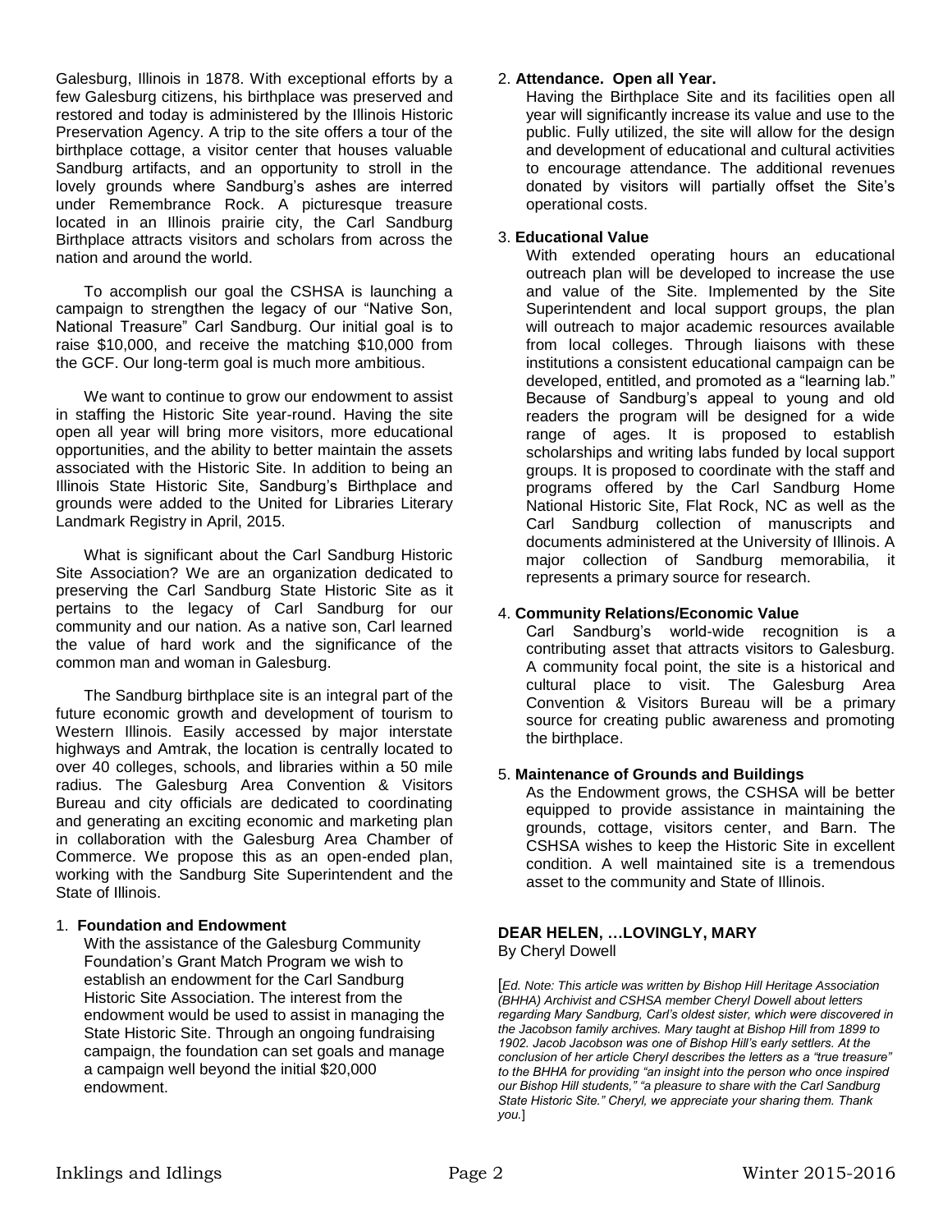Galesburg, Illinois in 1878. With exceptional efforts by a few Galesburg citizens, his birthplace was preserved and restored and today is administered by the Illinois Historic Preservation Agency. A trip to the site offers a tour of the birthplace cottage, a visitor center that houses valuable Sandburg artifacts, and an opportunity to stroll in the lovely grounds where Sandburg's ashes are interred under Remembrance Rock. A picturesque treasure located in an Illinois prairie city, the Carl Sandburg Birthplace attracts visitors and scholars from across the nation and around the world.

To accomplish our goal the CSHSA is launching a campaign to strengthen the legacy of our "Native Son, National Treasure" Carl Sandburg. Our initial goal is to raise $10,000, and receive the matching $10,000 from the GCF. Our long-term goal is much more ambitious.

We want to continue to grow our endowment to assist in staffing the Historic Site year-round. Having the site open all year will bring more visitors, more educational opportunities, and the ability to better maintain the assets associated with the Historic Site. In addition to being an Illinois State Historic Site, Sandburg's Birthplace and grounds were added to the United for Libraries Literary Landmark Registry in April, 2015.

What is significant about the Carl Sandburg Historic Site Association? We are an organization dedicated to preserving the Carl Sandburg State Historic Site as it pertains to the legacy of Carl Sandburg for our community and our nation. As a native son, Carl learned the value of hard work and the significance of the common man and woman in Galesburg.

The Sandburg birthplace site is an integral part of the future economic growth and development of tourism to Western Illinois. Easily accessed by major interstate highways and Amtrak, the location is centrally located to over 40 colleges, schools, and libraries within a 50 mile radius. The Galesburg Area Convention & Visitors Bureau and city officials are dedicated to coordinating and generating an exciting economic and marketing plan in collaboration with the Galesburg Area Chamber of Commerce. We propose this as an open-ended plan, working with the Sandburg Site Superintendent and the State of Illinois.

1. **Foundation and Endowment**
   With the assistance of the Galesburg Community Foundation's Grant Match Program we wish to establish an endowment for the Carl Sandburg Historic Site Association. The interest from the endowment would be used to assist in managing the State Historic Site. Through an ongoing fundraising campaign, the foundation can set goals and manage a campaign well beyond the initial $20,000 endowment.

2. **Attendance. Open all Year.**
   Having the Birthplace Site and its facilities open all year will significantly increase its value and use to the public. Fully utilized, the site will allow for the design and development of educational and cultural activities to encourage attendance. The additional revenues donated by visitors will partially offset the Site's operational costs.

3. **Educational Value**
   With extended operating hours an educational outreach plan will be developed to increase the use and value of the Site. Implemented by the Site Superintendent and local support groups, the plan will outreach to major academic resources available from local colleges. Through liaisons with these institutions a consistent educational campaign can be developed, entitled, and promoted as a "learning lab." Because of Sandburg's appeal to young and old readers the program will be designed for a wide range of ages. It is proposed to establish scholarships and writing labs funded by local support groups. It is proposed to coordinate with the staff and programs offered by the Carl Sandburg Home National Historic Site, Flat Rock, NC as well as the Carl Sandburg collection of manuscripts and documents administered at the University of Illinois. A major collection of Sandburg memorabilia, it represents a primary source for research.

4. **Community Relations/Economic Value**
   Carl Sandburg's world-wide recognition is a contributing asset that attracts visitors to Galesburg. A community focal point, the site is a historical and cultural place to visit. The Galesburg Area Convention & Visitors Bureau will be a primary source for creating public awareness and promoting the birthplace.

5. **Maintenance of Grounds and Buildings**
   As the Endowment grows, the CSHSA will be better equipped to provide assistance in maintaining the grounds, cottage, visitors center, and Barn. The CSHSA wishes to keep the Historic Site in excellent condition. A well maintained site is a tremendous asset to the community and State of Illinois.

## DEAR HELEN, …LOVINGLY, MARY

By Cheryl Dowell

[*Ed. Note: This article was written by Bishop Hill Heritage Association (BHHA) Archivist and CSHSA member Cheryl Dowell about letters regarding Mary Sandburg, Carl's oldest sister, which were discovered in the Jacobson family archives. Mary taught at Bishop Hill from 1899 to 1902. Jacob Jacobson was one of Bishop Hill's early settlers. At the conclusion of her article Cheryl describes the letters as a "true treasure" to the BHHA for providing "an insight into the person who once inspired our Bishop Hill students," "a pleasure to share with the Carl Sandburg State Historic Site." Cheryl, we appreciate your sharing them. Thank you.*]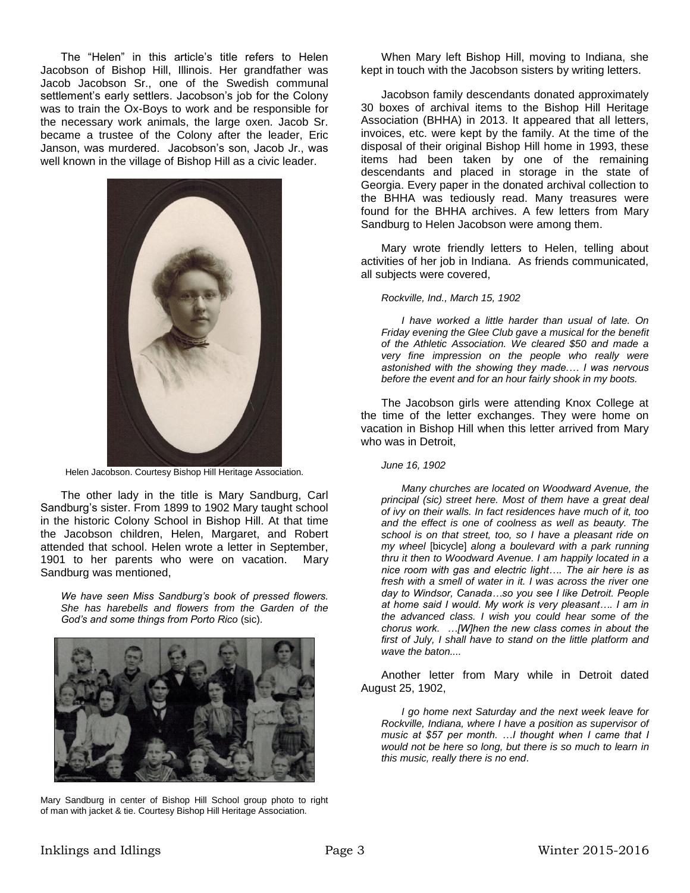The "Helen" in this article's title refers to Helen Jacobson of Bishop Hill, Illinois. Her grandfather was Jacob Jacobson Sr., one of the Swedish communal settlement's early settlers. Jacobson's job for the Colony was to train the Ox-Boys to work and be responsible for the necessary work animals, the large oxen. Jacob Sr. became a trustee of the Colony after the leader, Eric Janson, was murdered. Jacobson's son, Jacob Jr., was well known in the village of Bishop Hill as a civic leader.

Helen Jacobson. Courtesy Bishop Hill Heritage Association.

The other lady in the title is Mary Sandburg, Carl Sandburg's sister. From 1899 to 1902 Mary taught school in the historic Colony School in Bishop Hill. At that time the Jacobson children, Helen, Margaret, and Robert attended that school. Helen wrote a letter in September, 1901 to her parents who were on vacation. Mary Sandburg was mentioned,

> *We have seen Miss Sandburg's book of pressed flowers. She has harebells and flowers from the Garden of the God's and some things from Porto Rico* (sic).

Mary Sandburg in center of Bishop Hill School group photo to right of man with jacket & tie. Courtesy Bishop Hill Heritage Association.

When Mary left Bishop Hill, moving to Indiana, she kept in touch with the Jacobson sisters by writing letters.

Jacobson family descendants donated approximately 30 boxes of archival items to the Bishop Hill Heritage Association (BHHA) in 2013. It appeared that all letters, invoices, etc. were kept by the family. At the time of the disposal of their original Bishop Hill home in 1993, these items had been taken by one of the remaining descendants and placed in storage in the state of Georgia. Every paper in the donated archival collection to the BHHA was tediously read. Many treasures were found for the BHHA archives. A few letters from Mary Sandburg to Helen Jacobson were among them.

Mary wrote friendly letters to Helen, telling about activities of her job in Indiana. As friends communicated, all subjects were covered,

> *Rockville, Ind., March 15, 1902*
>
> *I have worked a little harder than usual of late. On Friday evening the Glee Club gave a musical for the benefit of the Athletic Association. We cleared $50 and made a very fine impression on the people who really were astonished with the showing they made…. I was nervous before the event and for an hour fairly shook in my boots.*

The Jacobson girls were attending Knox College at the time of the letter exchanges. They were home on vacation in Bishop Hill when this letter arrived from Mary who was in Detroit,

> *June 16, 1902*
>
> *Many churches are located on Woodward Avenue, the principal (sic) street here. Most of them have a great deal of ivy on their walls. In fact residences have much of it, too and the effect is one of coolness as well as beauty. The school is on that street, too, so I have a pleasant ride on my wheel* [bicycle] *along a boulevard with a park running thru it then to Woodward Avenue. I am happily located in a nice room with gas and electric light…. The air here is as fresh with a smell of water in it. I was across the river one day to Windsor, Canada…so you see I like Detroit. People at home said I would. My work is very pleasant…. I am in the advanced class. I wish you could hear some of the chorus work. …[W]hen the new class comes in about the first of July, I shall have to stand on the little platform and wave the baton....*

Another letter from Mary while in Detroit dated August 25, 1902,

> *I go home next Saturday and the next week leave for Rockville, Indiana, where I have a position as supervisor of music at $57 per month. …I thought when I came that I would not be here so long, but there is so much to learn in this music, really there is no end*.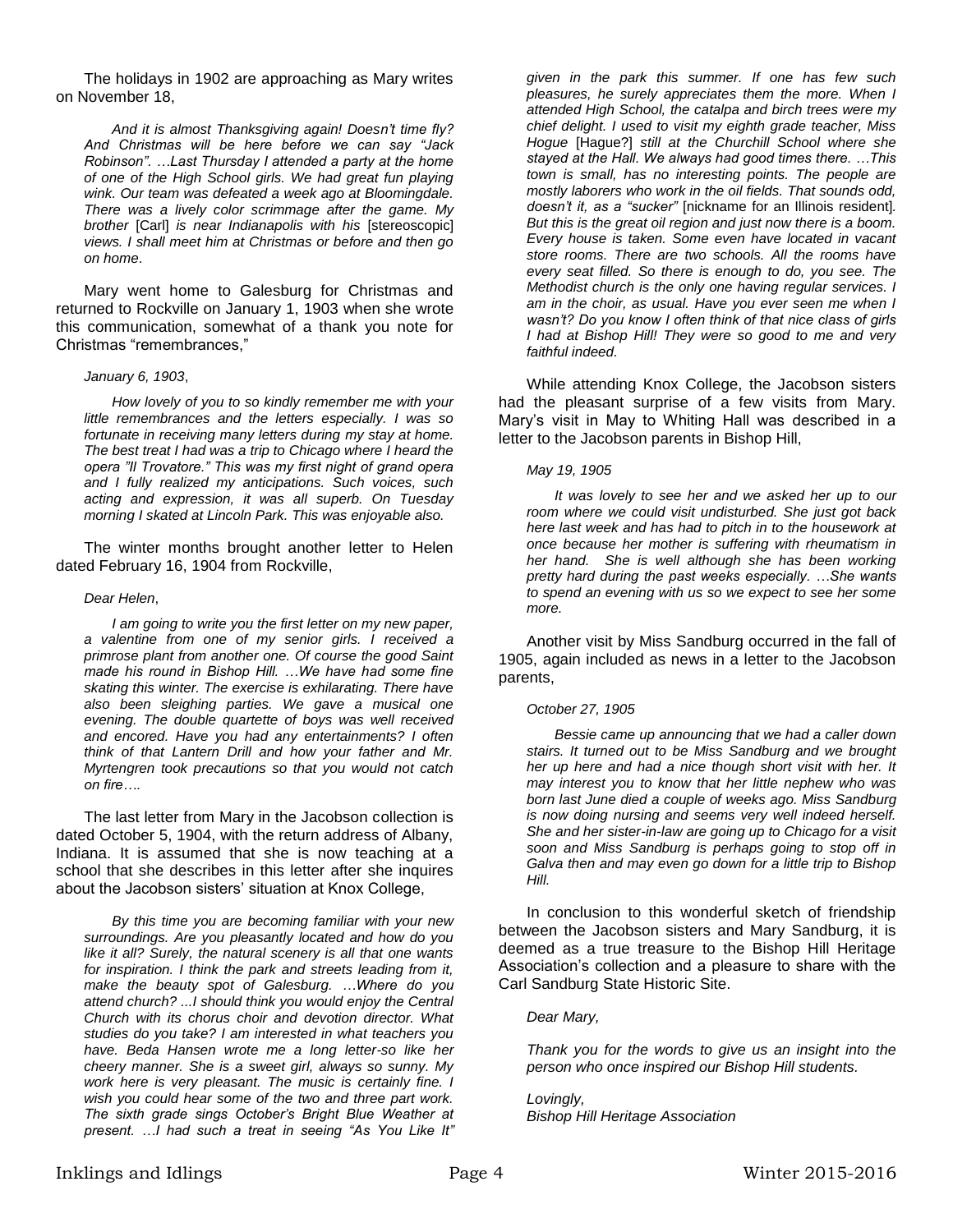The holidays in 1902 are approaching as Mary writes on November 18,

> *And it is almost Thanksgiving again! Doesn't time fly? And Christmas will be here before we can say "Jack Robinson". …Last Thursday I attended a party at the home of one of the High School girls. We had great fun playing wink. Our team was defeated a week ago at Bloomingdale. There was a lively color scrimmage after the game. My brother* [Carl] *is near Indianapolis with his* [stereoscopic] *views. I shall meet him at Christmas or before and then go on home.*

Mary went home to Galesburg for Christmas and returned to Rockville on January 1, 1903 when she wrote this communication, somewhat of a thank you note for Christmas "remembrances,"

> *January 6, 1903*,
>
> *How lovely of you to so kindly remember me with your little remembrances and the letters especially. I was so fortunate in receiving many letters during my stay at home. The best treat I had was a trip to Chicago where I heard the opera "Il Trovatore." This was my first night of grand opera and I fully realized my anticipations. Such voices, such acting and expression, it was all superb. On Tuesday morning I skated at Lincoln Park. This was enjoyable also.*

The winter months brought another letter to Helen dated February 16, 1904 from Rockville,

> *Dear Helen*,
>
> *I am going to write you the first letter on my new paper, a valentine from one of my senior girls. I received a primrose plant from another one. Of course the good Saint made his round in Bishop Hill. …We have had some fine skating this winter. The exercise is exhilarating. There have also been sleighing parties. We gave a musical one evening. The double quartette of boys was well received and encored. Have you had any entertainments? I often think of that Lantern Drill and how your father and Mr. Myrtengren took precautions so that you would not catch on fire….*

The last letter from Mary in the Jacobson collection is dated October 5, 1904, with the return address of Albany, Indiana. It is assumed that she is now teaching at a school that she describes in this letter after she inquires about the Jacobson sisters' situation at Knox College,

> *By this time you are becoming familiar with your new surroundings. Are you pleasantly located and how do you like it all? Surely, the natural scenery is all that one wants for inspiration. I think the park and streets leading from it, make the beauty spot of Galesburg. …Where do you attend church? ...I should think you would enjoy the Central Church with its chorus choir and devotion director. What studies do you take? I am interested in what teachers you have. Beda Hansen wrote me a long letter-so like her cheery manner. She is a sweet girl, always so sunny. My work here is very pleasant. The music is certainly fine. I wish you could hear some of the two and three part work. The sixth grade sings October's Bright Blue Weather at present. …I had such a treat in seeing "As You Like It" given in the park this summer. If one has few such pleasures, he surely appreciates them the more. When I attended High School, the catalpa and birch trees were my chief delight. I used to visit my eighth grade teacher, Miss Hogue* [Hague?] *still at the Churchill School where she stayed at the Hall. We always had good times there. …This town is small, has no interesting points. The people are mostly laborers who work in the oil fields. That sounds odd, doesn't it, as a "sucker"* [nickname for an Illinois resident]*. But this is the great oil region and just now there is a boom. Every house is taken. Some even have located in vacant store rooms. There are two schools. All the rooms have every seat filled. So there is enough to do, you see. The Methodist church is the only one having regular services. I am in the choir, as usual. Have you ever seen me when I wasn't? Do you know I often think of that nice class of girls I had at Bishop Hill! They were so good to me and very faithful indeed.*

While attending Knox College, the Jacobson sisters had the pleasant surprise of a few visits from Mary. Mary's visit in May to Whiting Hall was described in a letter to the Jacobson parents in Bishop Hill,

> *May 19, 1905*
>
> *It was lovely to see her and we asked her up to our room where we could visit undisturbed. She just got back here last week and has had to pitch in to the housework at once because her mother is suffering with rheumatism in her hand. She is well although she has been working pretty hard during the past weeks especially. …She wants to spend an evening with us so we expect to see her some more.*

Another visit by Miss Sandburg occurred in the fall of 1905, again included as news in a letter to the Jacobson parents,

> *October 27, 1905*
>
> *Bessie came up announcing that we had a caller down stairs. It turned out to be Miss Sandburg and we brought her up here and had a nice though short visit with her. It may interest you to know that her little nephew who was born last June died a couple of weeks ago. Miss Sandburg is now doing nursing and seems very well indeed herself. She and her sister-in-law are going up to Chicago for a visit soon and Miss Sandburg is perhaps going to stop off in Galva then and may even go down for a little trip to Bishop Hill.*

In conclusion to this wonderful sketch of friendship between the Jacobson sisters and Mary Sandburg, it is deemed as a true treasure to the Bishop Hill Heritage Association's collection and a pleasure to share with the Carl Sandburg State Historic Site.

*Dear Mary,*

*Thank you for the words to give us an insight into the person who once inspired our Bishop Hill students.*

*Lovingly,*
*Bishop Hill Heritage Association*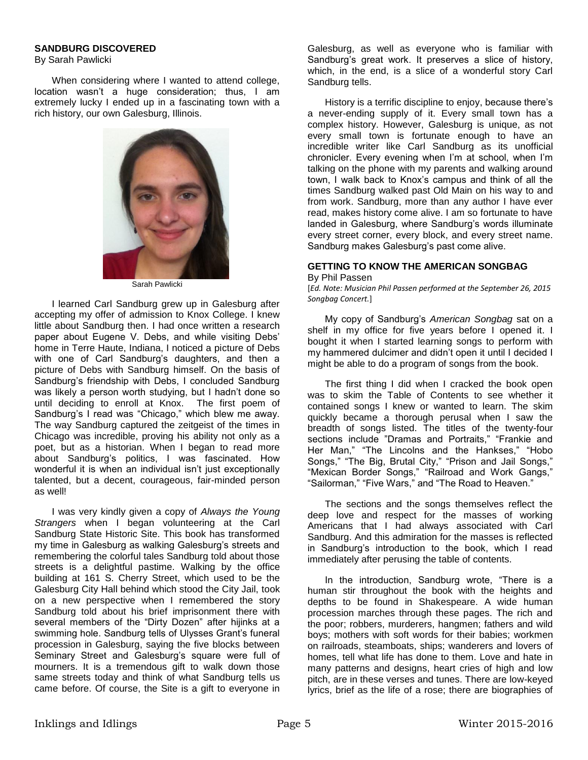## SANDBURG DISCOVERED

By Sarah Pawlicki

When considering where I wanted to attend college, location wasn't a huge consideration; thus, I am extremely lucky I ended up in a fascinating town with a rich history, our own Galesburg, Illinois.

Sarah Pawlicki

I learned Carl Sandburg grew up in Galesburg after accepting my offer of admission to Knox College. I knew little about Sandburg then. I had once written a research paper about Eugene V. Debs, and while visiting Debs' home in Terre Haute, Indiana, I noticed a picture of Debs with one of Carl Sandburg's daughters, and then a picture of Debs with Sandburg himself. On the basis of Sandburg's friendship with Debs, I concluded Sandburg was likely a person worth studying, but I hadn't done so until deciding to enroll at Knox. The first poem of Sandburg's I read was "Chicago," which blew me away. The way Sandburg captured the zeitgeist of the times in Chicago was incredible, proving his ability not only as a poet, but as a historian. When I began to read more about Sandburg's politics, I was fascinated. How wonderful it is when an individual isn't just exceptionally talented, but a decent, courageous, fair-minded person as well!

I was very kindly given a copy of *Always the Young Strangers* when I began volunteering at the Carl Sandburg State Historic Site. This book has transformed my time in Galesburg as walking Galesburg's streets and remembering the colorful tales Sandburg told about those streets is a delightful pastime. Walking by the office building at 161 S. Cherry Street, which used to be the Galesburg City Hall behind which stood the City Jail, took on a new perspective when I remembered the story Sandburg told about his brief imprisonment there with several members of the "Dirty Dozen" after hijinks at a swimming hole. Sandburg tells of Ulysses Grant's funeral procession in Galesburg, saying the five blocks between Seminary Street and Galesburg's square were full of mourners. It is a tremendous gift to walk down those same streets today and think of what Sandburg tells us came before. Of course, the Site is a gift to everyone in Galesburg, as well as everyone who is familiar with Sandburg's great work. It preserves a slice of history, which, in the end, is a slice of a wonderful story Carl Sandburg tells.

History is a terrific discipline to enjoy, because there's a never-ending supply of it. Every small town has a complex history. However, Galesburg is unique, as not every small town is fortunate enough to have an incredible writer like Carl Sandburg as its unofficial chronicler. Every evening when I'm at school, when I'm talking on the phone with my parents and walking around town, I walk back to Knox's campus and think of all the times Sandburg walked past Old Main on his way to and from work. Sandburg, more than any author I have ever read, makes history come alive. I am so fortunate to have landed in Galesburg, where Sandburg's words illuminate every street corner, every block, and every street name. Sandburg makes Galesburg's past come alive.

## GETTING TO KNOW THE AMERICAN SONGBAG

By Phil Passen

[*Ed. Note: Musician Phil Passen performed at the September 26, 2015 Songbag Concert.*]

My copy of Sandburg's *American Songbag* sat on a shelf in my office for five years before I opened it. I bought it when I started learning songs to perform with my hammered dulcimer and didn't open it until I decided I might be able to do a program of songs from the book.

The first thing I did when I cracked the book open was to skim the Table of Contents to see whether it contained songs I knew or wanted to learn. The skim quickly became a thorough perusal when I saw the breadth of songs listed. The titles of the twenty-four sections include "Dramas and Portraits," "Frankie and Her Man," "The Lincolns and the Hankses," "Hobo Songs," "The Big, Brutal City," "Prison and Jail Songs," "Mexican Border Songs," "Railroad and Work Gangs," "Sailorman," "Five Wars," and "The Road to Heaven."

The sections and the songs themselves reflect the deep love and respect for the masses of working Americans that I had always associated with Carl Sandburg. And this admiration for the masses is reflected in Sandburg's introduction to the book, which I read immediately after perusing the table of contents.

In the introduction, Sandburg wrote, "There is a human stir throughout the book with the heights and depths to be found in Shakespeare. A wide human procession marches through these pages. The rich and the poor; robbers, murderers, hangmen; fathers and wild boys; mothers with soft words for their babies; workmen on railroads, steamboats, ships; wanderers and lovers of homes, tell what life has done to them. Love and hate in many patterns and designs, heart cries of high and low pitch, are in these verses and tunes. There are low-keyed lyrics, brief as the life of a rose; there are biographies of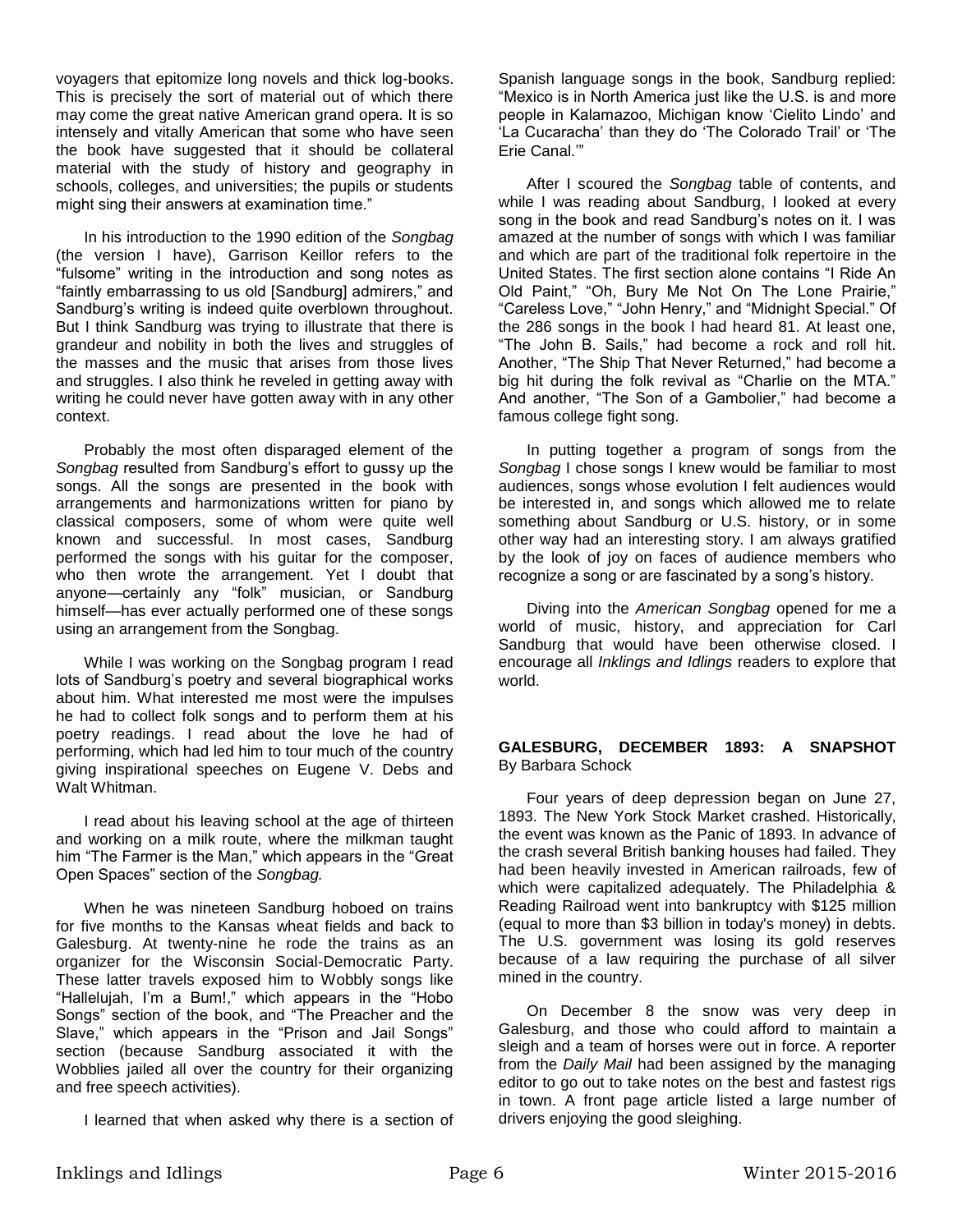voyagers that epitomize long novels and thick log-books. This is precisely the sort of material out of which there may come the great native American grand opera. It is so intensely and vitally American that some who have seen the book have suggested that it should be collateral material with the study of history and geography in schools, colleges, and universities; the pupils or students might sing their answers at examination time."

In his introduction to the 1990 edition of the *Songbag* (the version I have), Garrison Keillor refers to the "fulsome" writing in the introduction and song notes as "faintly embarrassing to us old [Sandburg] admirers," and Sandburg's writing is indeed quite overblown throughout. But I think Sandburg was trying to illustrate that there is grandeur and nobility in both the lives and struggles of the masses and the music that arises from those lives and struggles. I also think he reveled in getting away with writing he could never have gotten away with in any other context.

Probably the most often disparaged element of the *Songbag* resulted from Sandburg's effort to gussy up the songs. All the songs are presented in the book with arrangements and harmonizations written for piano by classical composers, some of whom were quite well known and successful. In most cases, Sandburg performed the songs with his guitar for the composer, who then wrote the arrangement. Yet I doubt that anyone—certainly any "folk" musician, or Sandburg himself—has ever actually performed one of these songs using an arrangement from the Songbag.

While I was working on the Songbag program I read lots of Sandburg's poetry and several biographical works about him. What interested me most were the impulses he had to collect folk songs and to perform them at his poetry readings. I read about the love he had of performing, which had led him to tour much of the country giving inspirational speeches on Eugene V. Debs and Walt Whitman.

I read about his leaving school at the age of thirteen and working on a milk route, where the milkman taught him "The Farmer is the Man," which appears in the "Great Open Spaces" section of the *Songbag.*

When he was nineteen Sandburg hoboed on trains for five months to the Kansas wheat fields and back to Galesburg. At twenty-nine he rode the trains as an organizer for the Wisconsin Social-Democratic Party. These latter travels exposed him to Wobbly songs like "Hallelujah, I'm a Bum!," which appears in the "Hobo Songs" section of the book, and "The Preacher and the Slave," which appears in the "Prison and Jail Songs" section (because Sandburg associated it with the Wobblies jailed all over the country for their organizing and free speech activities).

I learned that when asked why there is a section of Spanish language songs in the book, Sandburg replied: "Mexico is in North America just like the U.S. is and more people in Kalamazoo, Michigan know 'Cielito Lindo' and 'La Cucaracha' than they do 'The Colorado Trail' or 'The Erie Canal.'"

After I scoured the *Songbag* table of contents, and while I was reading about Sandburg, I looked at every song in the book and read Sandburg's notes on it. I was amazed at the number of songs with which I was familiar and which are part of the traditional folk repertoire in the United States. The first section alone contains "I Ride An Old Paint," "Oh, Bury Me Not On The Lone Prairie," "Careless Love," "John Henry," and "Midnight Special." Of the 286 songs in the book I had heard 81. At least one, "The John B. Sails," had become a rock and roll hit. Another, "The Ship That Never Returned," had become a big hit during the folk revival as "Charlie on the MTA." And another, "The Son of a Gambolier," had become a famous college fight song.

In putting together a program of songs from the *Songbag* I chose songs I knew would be familiar to most audiences, songs whose evolution I felt audiences would be interested in, and songs which allowed me to relate something about Sandburg or U.S. history, or in some other way had an interesting story. I am always gratified by the look of joy on faces of audience members who recognize a song or are fascinated by a song's history.

Diving into the *American Songbag* opened for me a world of music, history, and appreciation for Carl Sandburg that would have been otherwise closed. I encourage all *Inklings and Idlings* readers to explore that world.

## GALESBURG, DECEMBER 1893: A SNAPSHOT

By Barbara Schock

Four years of deep depression began on June 27, 1893. The New York Stock Market crashed. Historically, the event was known as the Panic of 1893. In advance of the crash several British banking houses had failed. They had been heavily invested in American railroads, few of which were capitalized adequately. The Philadelphia & Reading Railroad went into bankruptcy with $125 million (equal to more than $3 billion in today's money) in debts. The U.S. government was losing its gold reserves because of a law requiring the purchase of all silver mined in the country.

On December 8 the snow was very deep in Galesburg, and those who could afford to maintain a sleigh and a team of horses were out in force. A reporter from the *Daily Mail* had been assigned by the managing editor to go out to take notes on the best and fastest rigs in town. A front page article listed a large number of drivers enjoying the good sleighing.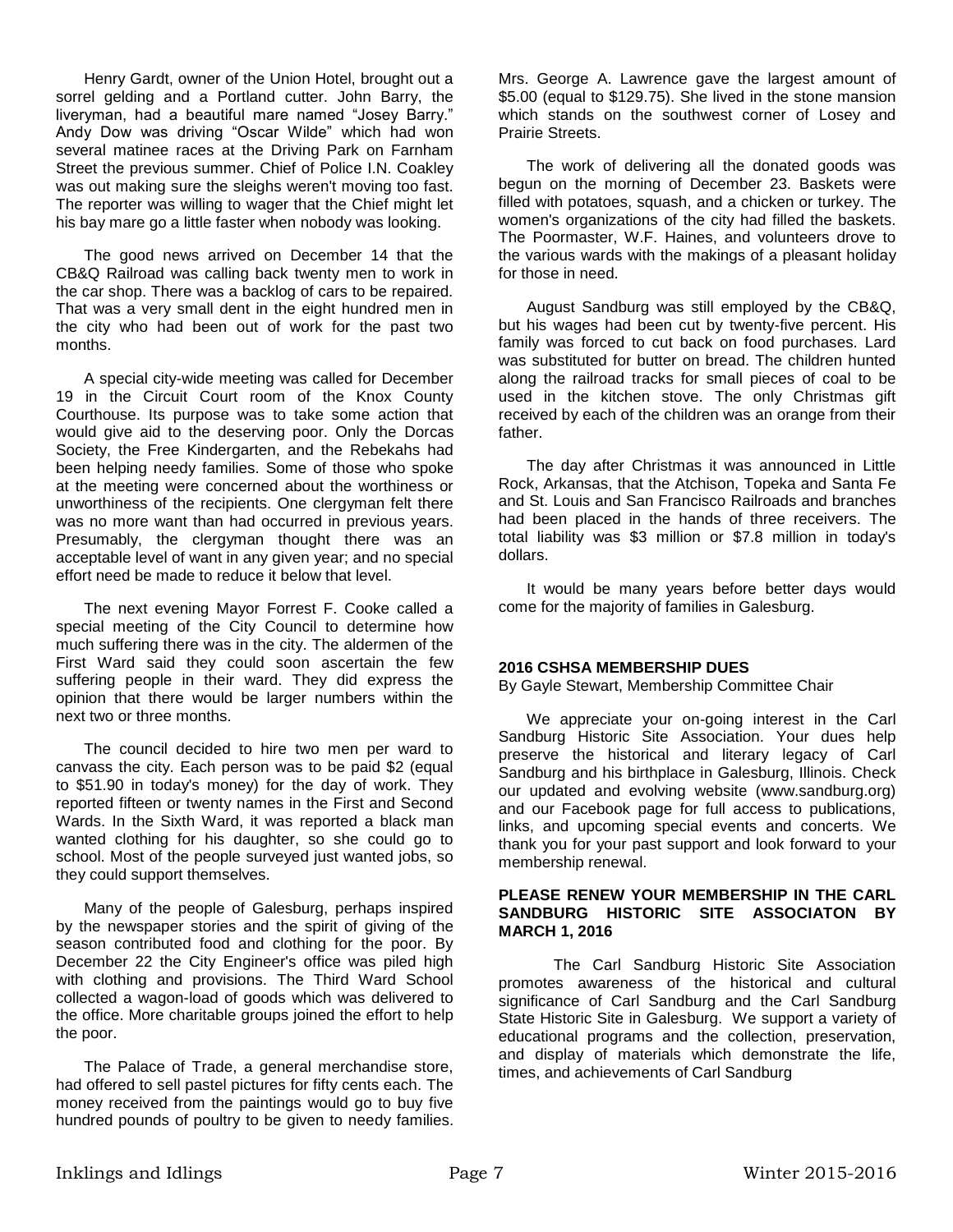Henry Gardt, owner of the Union Hotel, brought out a sorrel gelding and a Portland cutter. John Barry, the liveryman, had a beautiful mare named "Josey Barry." Andy Dow was driving "Oscar Wilde" which had won several matinee races at the Driving Park on Farnham Street the previous summer. Chief of Police I.N. Coakley was out making sure the sleighs weren't moving too fast. The reporter was willing to wager that the Chief might let his bay mare go a little faster when nobody was looking.

The good news arrived on December 14 that the CB&Q Railroad was calling back twenty men to work in the car shop. There was a backlog of cars to be repaired. That was a very small dent in the eight hundred men in the city who had been out of work for the past two months.

A special city-wide meeting was called for December 19 in the Circuit Court room of the Knox County Courthouse. Its purpose was to take some action that would give aid to the deserving poor. Only the Dorcas Society, the Free Kindergarten, and the Rebekahs had been helping needy families. Some of those who spoke at the meeting were concerned about the worthiness or unworthiness of the recipients. One clergyman felt there was no more want than had occurred in previous years. Presumably, the clergyman thought there was an acceptable level of want in any given year; and no special effort need be made to reduce it below that level.

The next evening Mayor Forrest F. Cooke called a special meeting of the City Council to determine how much suffering there was in the city. The aldermen of the First Ward said they could soon ascertain the few suffering people in their ward. They did express the opinion that there would be larger numbers within the next two or three months.

The council decided to hire two men per ward to canvass the city. Each person was to be paid $2 (equal to $51.90 in today's money) for the day of work. They reported fifteen or twenty names in the First and Second Wards. In the Sixth Ward, it was reported a black man wanted clothing for his daughter, so she could go to school. Most of the people surveyed just wanted jobs, so they could support themselves.

Many of the people of Galesburg, perhaps inspired by the newspaper stories and the spirit of giving of the season contributed food and clothing for the poor. By December 22 the City Engineer's office was piled high with clothing and provisions. The Third Ward School collected a wagon-load of goods which was delivered to the office. More charitable groups joined the effort to help the poor.

The Palace of Trade, a general merchandise store, had offered to sell pastel pictures for fifty cents each. The money received from the paintings would go to buy five hundred pounds of poultry to be given to needy families. Mrs. George A. Lawrence gave the largest amount of $5.00 (equal to $129.75). She lived in the stone mansion which stands on the southwest corner of Losey and Prairie Streets.

The work of delivering all the donated goods was begun on the morning of December 23. Baskets were filled with potatoes, squash, and a chicken or turkey. The women's organizations of the city had filled the baskets. The Poormaster, W.F. Haines, and volunteers drove to the various wards with the makings of a pleasant holiday for those in need.

August Sandburg was still employed by the CB&Q, but his wages had been cut by twenty-five percent. His family was forced to cut back on food purchases. Lard was substituted for butter on bread. The children hunted along the railroad tracks for small pieces of coal to be used in the kitchen stove. The only Christmas gift received by each of the children was an orange from their father.

The day after Christmas it was announced in Little Rock, Arkansas, that the Atchison, Topeka and Santa Fe and St. Louis and San Francisco Railroads and branches had been placed in the hands of three receivers. The total liability was $3 million or $7.8 million in today's dollars.

It would be many years before better days would come for the majority of families in Galesburg.

**2016 CSHSA MEMBERSHIP DUES**

By Gayle Stewart, Membership Committee Chair

We appreciate your on-going interest in the Carl Sandburg Historic Site Association. Your dues help preserve the historical and literary legacy of Carl Sandburg and his birthplace in Galesburg, Illinois. Check our updated and evolving website (www.sandburg.org) and our Facebook page for full access to publications, links, and upcoming special events and concerts. We thank you for your past support and look forward to your membership renewal.

**PLEASE RENEW YOUR MEMBERSHIP IN THE CARL SANDBURG HISTORIC SITE ASSOCIATON BY MARCH 1, 2016**

The Carl Sandburg Historic Site Association promotes awareness of the historical and cultural significance of Carl Sandburg and the Carl Sandburg State Historic Site in Galesburg. We support a variety of educational programs and the collection, preservation, and display of materials which demonstrate the life, times, and achievements of Carl Sandburg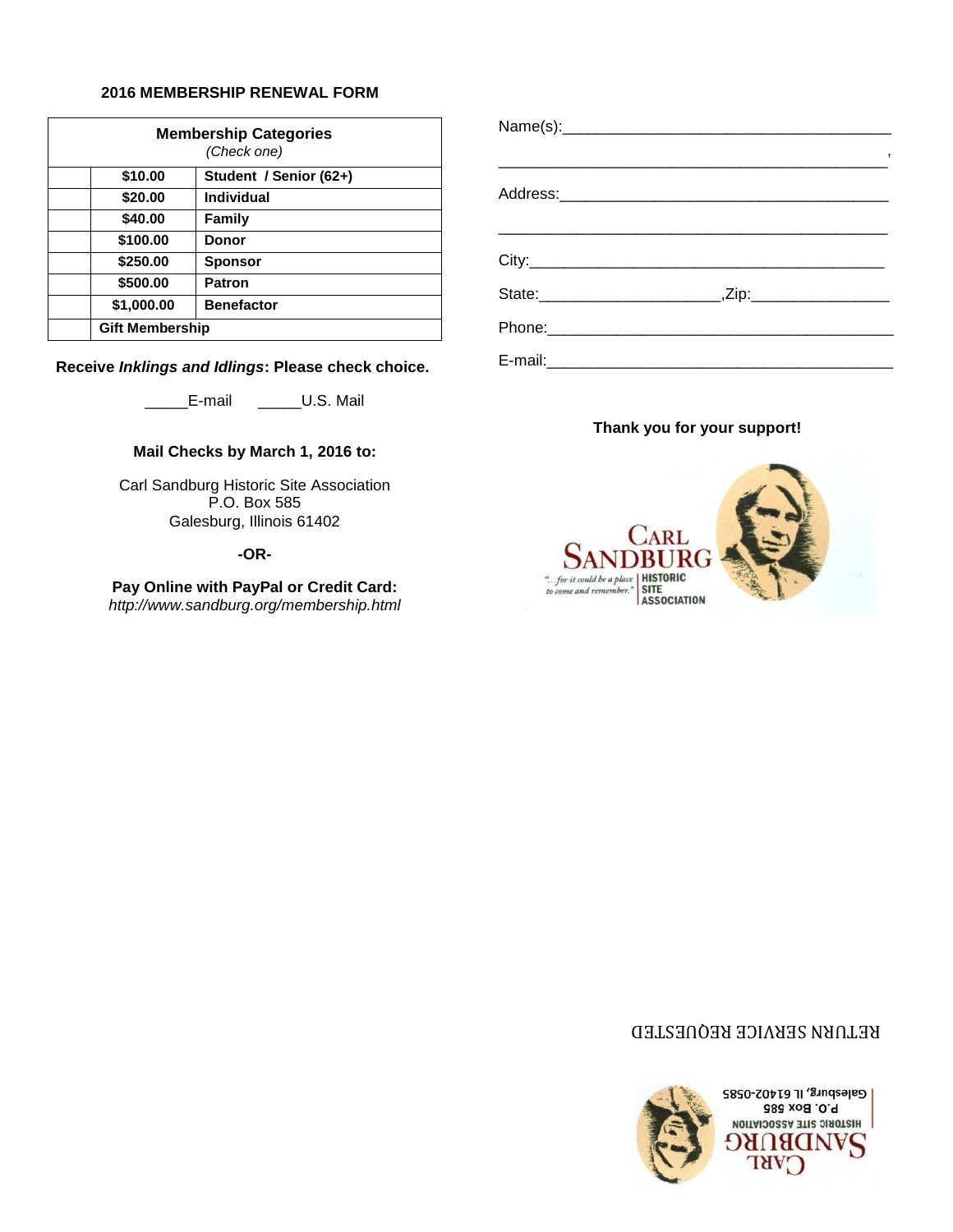**2016 MEMBERSHIP RENEWAL FORM**

| | Membership Categories (Check one) | |
|---|---|---|
| | **$10.00** | **Student / Senior (62+)** |
| | **$20.00** | **Individual** |
| | **$40.00** | **Family** |
| | **$100.00** | **Donor** |
| | **$250.00** | **Sponsor** |
| | **$500.00** | **Patron** |
| | **$1,000.00** | **Benefactor** |
| | **Gift Membership** | |

**Receive *Inklings and Idlings*: Please check choice.**

_____E-mail _____U.S. Mail

**Mail Checks by March 1, 2016 to:**

Carl Sandburg Historic Site Association
P.O. Box 585
Galesburg, Illinois 61402

**-OR-**

**Pay Online with PayPal or Credit Card:**
*http://www.sandburg.org/membership.html*

Name(s):_______________________________________

_______________________________________________,

Address:_______________________________________

_______________________________________________

City:__________________________________________

State:____________________,Zip:________________

Phone:_________________________________________

E-mail:________________________________________

**Thank you for your support!**

CARL SANDBURG HISTORIC SITE ASSOCIATION
"...for it could be a place to come and remember."

RETURN SERVICE REQUESTED

CARL SANDBURG
HISTORIC SITE ASSOCIATION
P.O. Box 585
Galesburg, IL 61402-0585